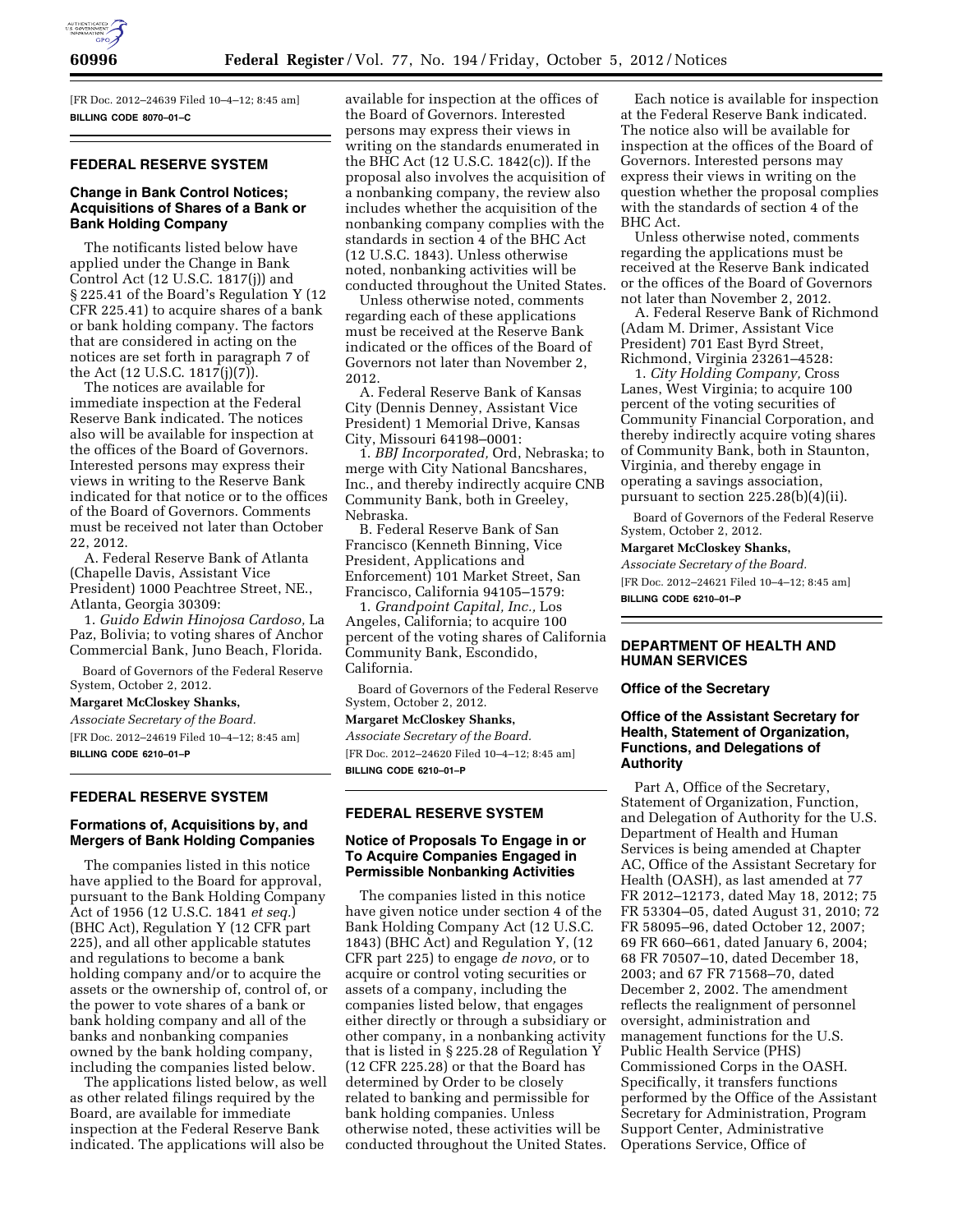[FR Doc. 2012–24639 Filed 10–4–12; 8:45 am]

**BILLING CODE 8070–01–C**

## FEDERAL RESERVE SYSTEM

### Change in Bank Control Notices; Acquisitions of Shares of a Bank or Bank Holding Company

The notificants listed below have applied under the Change in Bank Control Act (12 U.S.C. 1817(j)) and § 225.41 of the Board's Regulation Y (12 CFR 225.41) to acquire shares of a bank or bank holding company. The factors that are considered in acting on the notices are set forth in paragraph 7 of the Act (12 U.S.C. 1817(j)(7)).

The notices are available for immediate inspection at the Federal Reserve Bank indicated. The notices also will be available for inspection at the offices of the Board of Governors. Interested persons may express their views in writing to the Reserve Bank indicated for that notice or to the offices of the Board of Governors. Comments must be received not later than October 22, 2012.

A. Federal Reserve Bank of Atlanta (Chapelle Davis, Assistant Vice President) 1000 Peachtree Street, NE., Atlanta, Georgia 30309:

1. *Guido Edwin Hinojosa Cardoso,* La Paz, Bolivia; to voting shares of Anchor Commercial Bank, Juno Beach, Florida.

Board of Governors of the Federal Reserve System, October 2, 2012.

**Margaret McCloskey Shanks,**

*Associate Secretary of the Board.*

[FR Doc. 2012–24619 Filed 10–4–12; 8:45 am]

**BILLING CODE 6210–01–P**

## FEDERAL RESERVE SYSTEM

### Formations of, Acquisitions by, and Mergers of Bank Holding Companies

The companies listed in this notice have applied to the Board for approval, pursuant to the Bank Holding Company Act of 1956 (12 U.S.C. 1841 *et seq.*) (BHC Act), Regulation Y (12 CFR part 225), and all other applicable statutes and regulations to become a bank holding company and/or to acquire the assets or the ownership of, control of, or the power to vote shares of a bank or bank holding company and all of the banks and nonbanking companies owned by the bank holding company, including the companies listed below.

The applications listed below, as well as other related filings required by the Board, are available for immediate inspection at the Federal Reserve Bank indicated. The applications will also be available for inspection at the offices of the Board of Governors. Interested persons may express their views in writing on the standards enumerated in the BHC Act (12 U.S.C. 1842(c)). If the proposal also involves the acquisition of a nonbanking company, the review also includes whether the acquisition of the nonbanking company complies with the standards in section 4 of the BHC Act (12 U.S.C. 1843). Unless otherwise noted, nonbanking activities will be conducted throughout the United States.

Unless otherwise noted, comments regarding each of these applications must be received at the Reserve Bank indicated or the offices of the Board of Governors not later than November 2, 2012.

A. Federal Reserve Bank of Kansas City (Dennis Denney, Assistant Vice President) 1 Memorial Drive, Kansas City, Missouri 64198–0001:

1. *BBJ Incorporated,* Ord, Nebraska; to merge with City National Bancshares, Inc., and thereby indirectly acquire CNB Community Bank, both in Greeley, Nebraska.

B. Federal Reserve Bank of San Francisco (Kenneth Binning, Vice President, Applications and Enforcement) 101 Market Street, San Francisco, California 94105–1579:

1. *Grandpoint Capital, Inc.,* Los Angeles, California; to acquire 100 percent of the voting shares of California Community Bank, Escondido, California.

Board of Governors of the Federal Reserve System, October 2, 2012.

**Margaret McCloskey Shanks,**

*Associate Secretary of the Board.*

[FR Doc. 2012–24620 Filed 10–4–12; 8:45 am]

**BILLING CODE 6210–01–P**

## FEDERAL RESERVE SYSTEM

### Notice of Proposals To Engage in or To Acquire Companies Engaged in Permissible Nonbanking Activities

The companies listed in this notice have given notice under section 4 of the Bank Holding Company Act (12 U.S.C. 1843) (BHC Act) and Regulation Y, (12 CFR part 225) to engage *de novo,* or to acquire or control voting securities or assets of a company, including the companies listed below, that engages either directly or through a subsidiary or other company, in a nonbanking activity that is listed in § 225.28 of Regulation Y (12 CFR 225.28) or that the Board has determined by Order to be closely related to banking and permissible for bank holding companies. Unless otherwise noted, these activities will be conducted throughout the United States.

Each notice is available for inspection at the Federal Reserve Bank indicated. The notice also will be available for inspection at the offices of the Board of Governors. Interested persons may express their views in writing on the question whether the proposal complies with the standards of section 4 of the BHC Act.

Unless otherwise noted, comments regarding the applications must be received at the Reserve Bank indicated or the offices of the Board of Governors not later than November 2, 2012.

A. Federal Reserve Bank of Richmond (Adam M. Drimer, Assistant Vice President) 701 East Byrd Street, Richmond, Virginia 23261–4528:

1. *City Holding Company,* Cross Lanes, West Virginia; to acquire 100 percent of the voting securities of Community Financial Corporation, and thereby indirectly acquire voting shares of Community Bank, both in Staunton, Virginia, and thereby engage in operating a savings association, pursuant to section 225.28(b)(4)(ii).

Board of Governors of the Federal Reserve System, October 2, 2012.

**Margaret McCloskey Shanks,**

*Associate Secretary of the Board.*

[FR Doc. 2012–24621 Filed 10–4–12; 8:45 am]

**BILLING CODE 6210–01–P**

## DEPARTMENT OF HEALTH AND HUMAN SERVICES

### Office of the Secretary

### Office of the Assistant Secretary for Health, Statement of Organization, Functions, and Delegations of Authority

Part A, Office of the Secretary, Statement of Organization, Function, and Delegation of Authority for the U.S. Department of Health and Human Services is being amended at Chapter AC, Office of the Assistant Secretary for Health (OASH), as last amended at 77 FR 2012–12173, dated May 18, 2012; 75 FR 53304–05, dated August 31, 2010; 72 FR 58095–96, dated October 12, 2007; 69 FR 660–661, dated January 6, 2004; 68 FR 70507–10, dated December 18, 2003; and 67 FR 71568–70, dated December 2, 2002. The amendment reflects the realignment of personnel oversight, administration and management functions for the U.S. Public Health Service (PHS) Commissioned Corps in the OASH. Specifically, it transfers functions performed by the Office of the Assistant Secretary for Administration, Program Support Center, Administrative Operations Service, Office of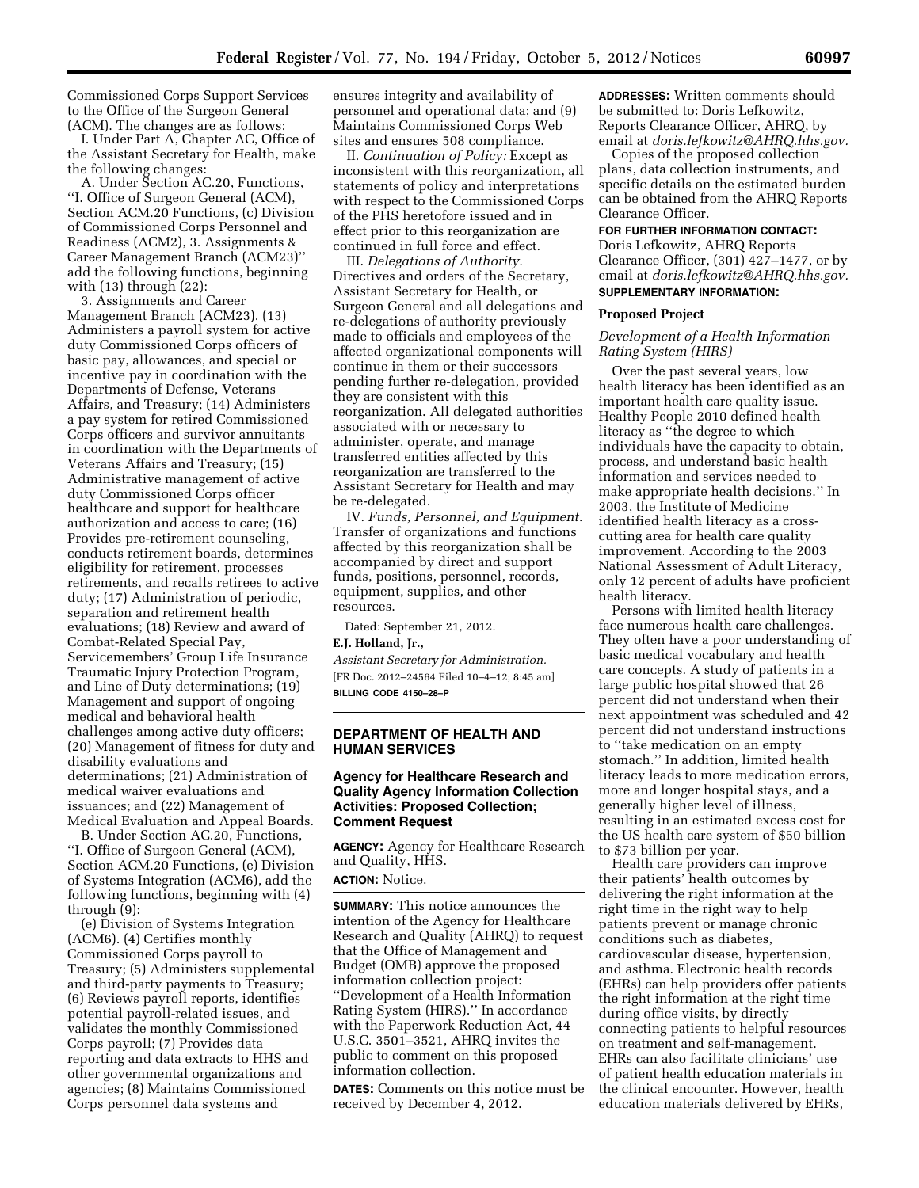Commissioned Corps Support Services to the Office of the Surgeon General (ACM). The changes are as follows:

I. Under Part A, Chapter AC, Office of the Assistant Secretary for Health, make the following changes:

A. Under Section AC.20, Functions, ''I. Office of Surgeon General (ACM), Section ACM.20 Functions, (c) Division of Commissioned Corps Personnel and Readiness (ACM2), 3. Assignments & Career Management Branch (ACM23)'' add the following functions, beginning with (13) through (22):

3. Assignments and Career Management Branch (ACM23). (13) Administers a payroll system for active duty Commissioned Corps officers of basic pay, allowances, and special or incentive pay in coordination with the Departments of Defense, Veterans Affairs, and Treasury; (14) Administers a pay system for retired Commissioned Corps officers and survivor annuitants in coordination with the Departments of Veterans Affairs and Treasury; (15) Administrative management of active duty Commissioned Corps officer healthcare and support for healthcare authorization and access to care; (16) Provides pre-retirement counseling, conducts retirement boards, determines eligibility for retirement, processes retirements, and recalls retirees to active duty; (17) Administration of periodic, separation and retirement health evaluations; (18) Review and award of Combat-Related Special Pay, Servicemembers' Group Life Insurance Traumatic Injury Protection Program, and Line of Duty determinations; (19) Management and support of ongoing medical and behavioral health challenges among active duty officers; (20) Management of fitness for duty and disability evaluations and determinations; (21) Administration of medical waiver evaluations and issuances; and (22) Management of Medical Evaluation and Appeal Boards.

B. Under Section AC.20, Functions, ''I. Office of Surgeon General (ACM), Section ACM.20 Functions, (e) Division of Systems Integration (ACM6), add the following functions, beginning with (4) through (9):

(e) Division of Systems Integration (ACM6). (4) Certifies monthly Commissioned Corps payroll to Treasury; (5) Administers supplemental and third-party payments to Treasury; (6) Reviews payroll reports, identifies potential payroll-related issues, and validates the monthly Commissioned Corps payroll; (7) Provides data reporting and data extracts to HHS and other governmental organizations and agencies; (8) Maintains Commissioned Corps personnel data systems and ensures integrity and availability of personnel and operational data; and (9) Maintains Commissioned Corps Web sites and ensures 508 compliance.

II. *Continuation of Policy:* Except as inconsistent with this reorganization, all statements of policy and interpretations with respect to the Commissioned Corps of the PHS heretofore issued and in effect prior to this reorganization are continued in full force and effect.

III. *Delegations of Authority.* Directives and orders of the Secretary, Assistant Secretary for Health, or Surgeon General and all delegations and re-delegations of authority previously made to officials and employees of the affected organizational components will continue in them or their successors pending further re-delegation, provided they are consistent with this reorganization. All delegated authorities associated with or necessary to administer, operate, and manage transferred entities affected by this reorganization are transferred to the Assistant Secretary for Health and may be re-delegated.

IV. *Funds, Personnel, and Equipment.* Transfer of organizations and functions affected by this reorganization shall be accompanied by direct and support funds, positions, personnel, records, equipment, supplies, and other resources.

Dated: September 21, 2012.

**E.J. Holland, Jr.,**

*Assistant Secretary for Administration.*

[FR Doc. 2012–24564 Filed 10–4–12; 8:45 am]

**BILLING CODE 4150–28–P**

## DEPARTMENT OF HEALTH AND HUMAN SERVICES

### Agency for Healthcare Research and Quality Agency Information Collection Activities: Proposed Collection; Comment Request

**AGENCY:** Agency for Healthcare Research and Quality, HHS.

**ACTION:** Notice.

**SUMMARY:** This notice announces the intention of the Agency for Healthcare Research and Quality (AHRQ) to request that the Office of Management and Budget (OMB) approve the proposed information collection project: ''Development of a Health Information Rating System (HIRS).'' In accordance with the Paperwork Reduction Act, 44 U.S.C. 3501–3521, AHRQ invites the public to comment on this proposed information collection.

**DATES:** Comments on this notice must be received by December 4, 2012.

**ADDRESSES:** Written comments should be submitted to: Doris Lefkowitz, Reports Clearance Officer, AHRQ, by email at *doris.lefkowitz@AHRQ.hhs.gov.*

Copies of the proposed collection plans, data collection instruments, and specific details on the estimated burden can be obtained from the AHRQ Reports Clearance Officer.

**FOR FURTHER INFORMATION CONTACT:** Doris Lefkowitz, AHRQ Reports Clearance Officer, (301) 427–1477, or by email at *doris.lefkowitz@AHRQ.hhs.gov.*

**SUPPLEMENTARY INFORMATION:**

**Proposed Project**

*Development of a Health Information Rating System (HIRS)*

Over the past several years, low health literacy has been identified as an important health care quality issue. Healthy People 2010 defined health literacy as ''the degree to which individuals have the capacity to obtain, process, and understand basic health information and services needed to make appropriate health decisions.'' In 2003, the Institute of Medicine identified health literacy as a cross-cutting area for health care quality improvement. According to the 2003 National Assessment of Adult Literacy, only 12 percent of adults have proficient health literacy.

Persons with limited health literacy face numerous health care challenges. They often have a poor understanding of basic medical vocabulary and health care concepts. A study of patients in a large public hospital showed that 26 percent did not understand when their next appointment was scheduled and 42 percent did not understand instructions to ''take medication on an empty stomach.'' In addition, limited health literacy leads to more medication errors, more and longer hospital stays, and a generally higher level of illness, resulting in an estimated excess cost for the US health care system of $50 billion to $73 billion per year.

Health care providers can improve their patients' health outcomes by delivering the right information at the right time in the right way to help patients prevent or manage chronic conditions such as diabetes, cardiovascular disease, hypertension, and asthma. Electronic health records (EHRs) can help providers offer patients the right information at the right time during office visits, by directly connecting patients to helpful resources on treatment and self-management. EHRs can also facilitate clinicians' use of patient health education materials in the clinical encounter. However, health education materials delivered by EHRs,